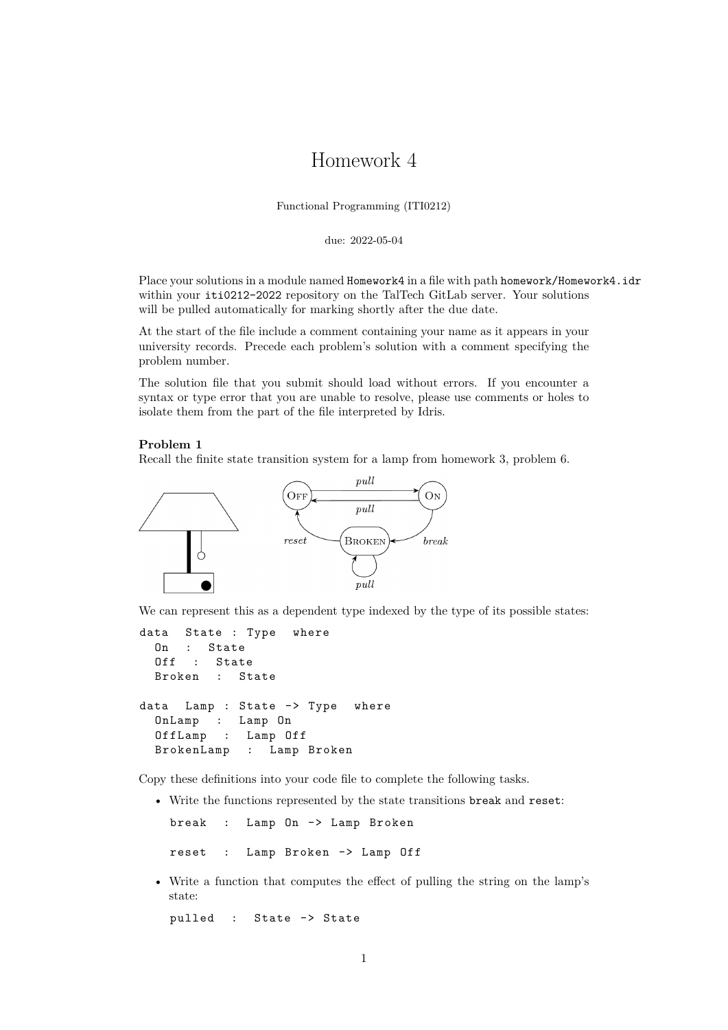# Homework 4

Functional Programming (ITI0212)

due: 2022-05-04

Place your solutions in a module named `Homework4` in a file with path `homework/Homework4.idr` within your `iti0212-2022` repository on the TalTech GitLab server. Your solutions will be pulled automatically for marking shortly after the due date.

At the start of the file include a comment containing your name as it appears in your university records. Precede each problem's solution with a comment specifying the problem number.

The solution file that you submit should load without errors. If you encounter a syntax or type error that you are unable to resolve, please use comments or holes to isolate them from the part of the file interpreted by Idris.

**Problem 1**
Recall the finite state transition system for a lamp from homework 3, problem 6.

We can represent this as a dependent type indexed by the type of its possible states:

```
data State : Type where
  On : State
  Off : State
  Broken : State

data Lamp : State -> Type where
  OnLamp : Lamp On
  OffLamp : Lamp Off
  BrokenLamp : Lamp Broken
```

Copy these definitions into your code file to complete the following tasks.

- Write the functions represented by the state transitions `break` and `reset`:

  ```
  break : Lamp On -> Lamp Broken

  reset : Lamp Broken -> Lamp Off
  ```

- Write a function that computes the effect of pulling the string on the lamp's state:

  ```
  pulled : State -> State
  ```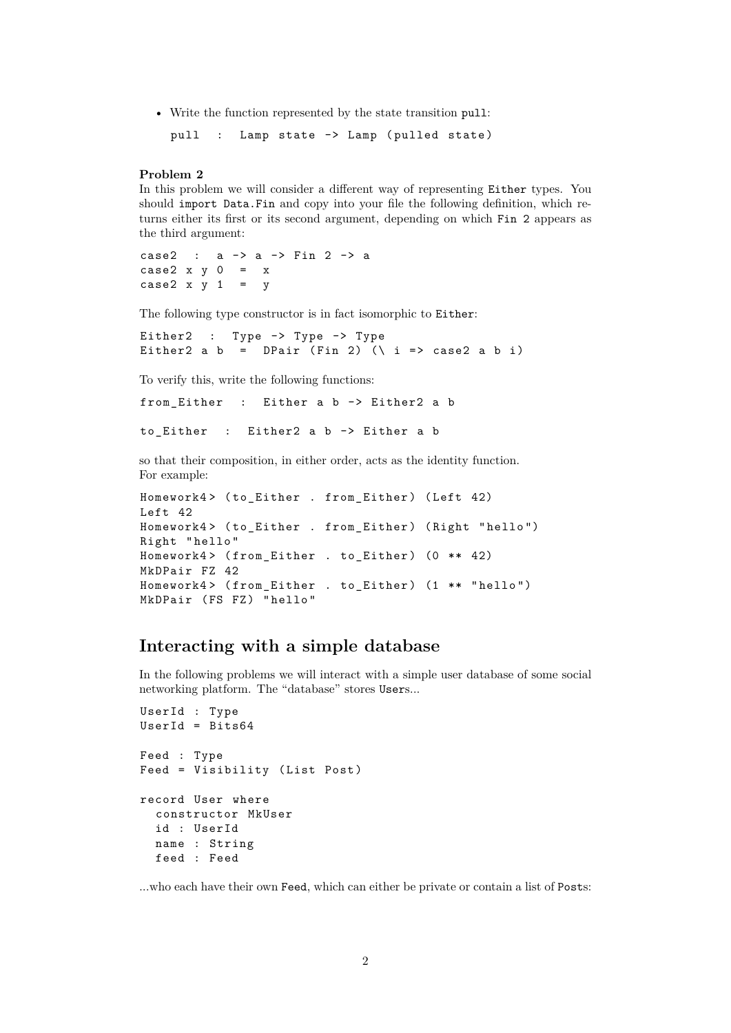- Write the function represented by the state transition `pull`:

  ```
  pull  :  Lamp state -> Lamp (pulled state)
  ```

**Problem 2**
In this problem we will consider a different way of representing `Either` types. You should `import Data.Fin` and copy into your file the following definition, which returns either its first or its second argument, depending on which `Fin 2` appears as the third argument:

```
case2  :  a -> a -> Fin 2 -> a
case2 x y 0  =  x
case2 x y 1  =  y
```

The following type constructor is in fact isomorphic to `Either`:

```
Either2  :  Type -> Type -> Type
Either2 a b  =  DPair (Fin 2) (\ i => case2 a b i)
```

To verify this, write the following functions:

```
from_Either  :  Either a b -> Either2 a b

to_Either  :  Either2 a b -> Either a b
```

so that their composition, in either order, acts as the identity function.
For example:

```
Homework4> (to_Either . from_Either) (Left 42)
Left 42
Homework4> (to_Either . from_Either) (Right "hello")
Right "hello"
Homework4> (from_Either . to_Either) (0 ** 42)
MkDPair FZ 42
Homework4> (from_Either . to_Either) (1 ** "hello")
MkDPair (FS FZ) "hello"
```

## Interacting with a simple database

In the following problems we will interact with a simple user database of some social networking platform. The "database" stores `User`s...

```
UserId : Type
UserId = Bits64

Feed : Type
Feed = Visibility (List Post)

record User where
  constructor MkUser
  id : UserId
  name : String
  feed : Feed
```

...who each have their own `Feed`, which can either be private or contain a list of `Post`s: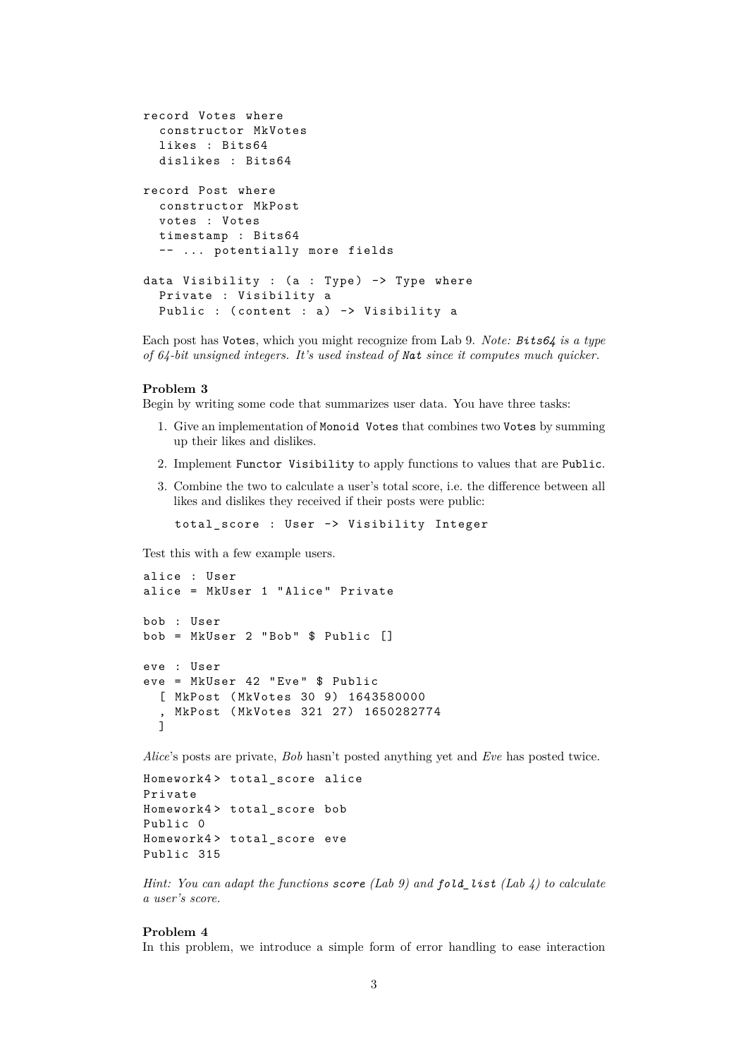```
record Votes where
  constructor MkVotes
  likes : Bits64
  dislikes : Bits64

record Post where
  constructor MkPost
  votes : Votes
  timestamp : Bits64
  -- ... potentially more fields

data Visibility : (a : Type) -> Type where
  Private : Visibility a
  Public : (content : a) -> Visibility a
```

Each post has `Votes`, which you might recognize from Lab 9. *Note: `Bits64` is a type of 64-bit unsigned integers. It's used instead of `Nat` since it computes much quicker.*

**Problem 3**
Begin by writing some code that summarizes user data. You have three tasks:

1. Give an implementation of `Monoid Votes` that combines two `Votes` by summing up their likes and dislikes.
2. Implement `Functor Visibility` to apply functions to values that are `Public`.
3. Combine the two to calculate a user's total score, i.e. the difference between all likes and dislikes they received if their posts were public:

   ```
   total_score : User -> Visibility Integer
   ```

Test this with a few example users.

```
alice : User
alice = MkUser 1 "Alice" Private

bob : User
bob = MkUser 2 "Bob" $ Public []

eve : User
eve = MkUser 42 "Eve" $ Public
  [ MkPost (MkVotes 30 9) 1643580000
  , MkPost (MkVotes 321 27) 1650282774
  ]
```

*Alice*'s posts are private, *Bob* hasn't posted anything yet and *Eve* has posted twice.

```
Homework4> total_score alice
Private
Homework4> total_score bob
Public 0
Homework4> total_score eve
Public 315
```

*Hint: You can adapt the functions `score` (Lab 9) and `fold_list` (Lab 4) to calculate a user's score.*

**Problem 4**
In this problem, we introduce a simple form of error handling to ease interaction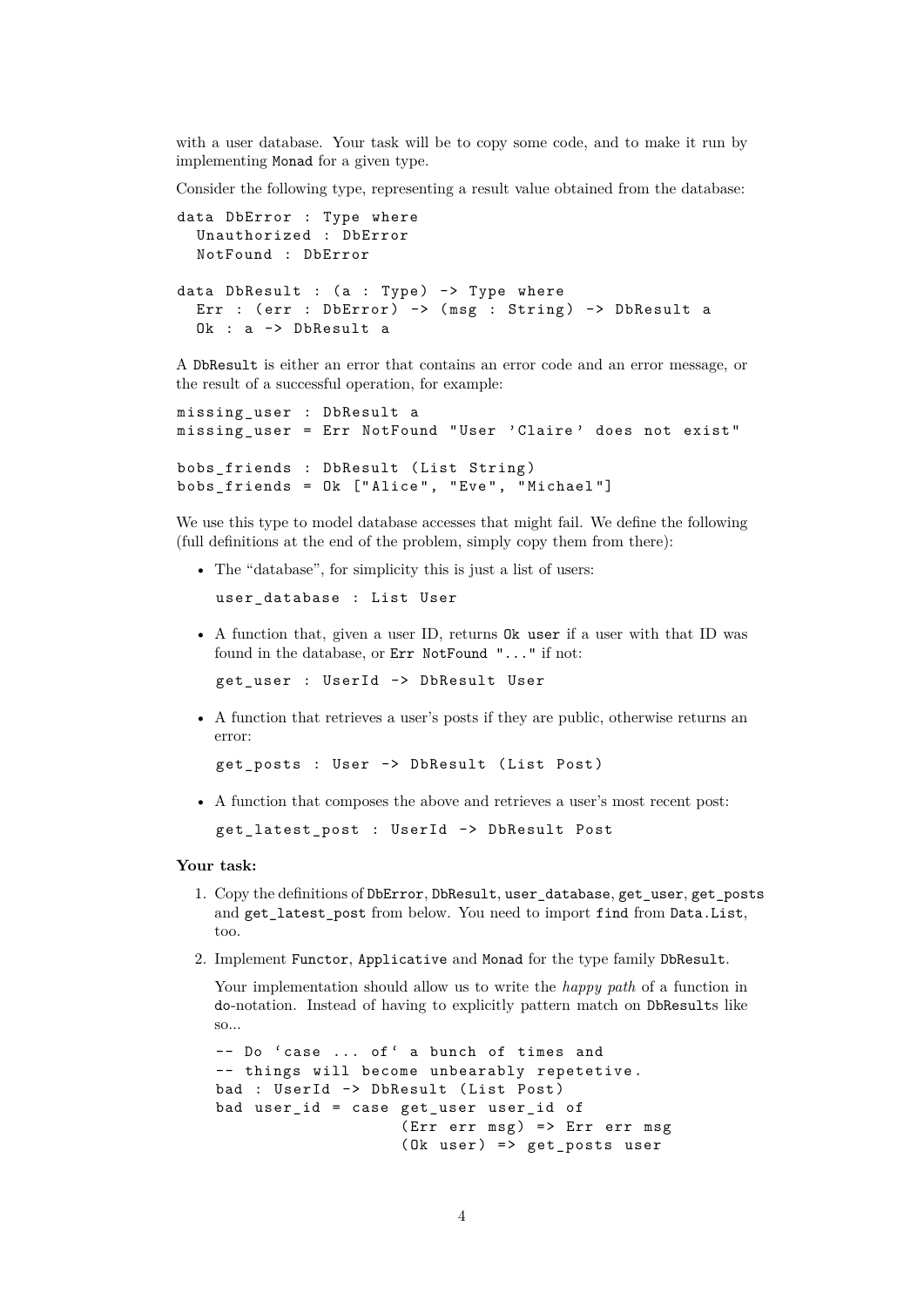with a user database. Your task will be to copy some code, and to make it run by implementing `Monad` for a given type.

Consider the following type, representing a result value obtained from the database:

```
data DbError : Type where
  Unauthorized : DbError
  NotFound : DbError

data DbResult : (a : Type) -> Type where
  Err : (err : DbError) -> (msg : String) -> DbResult a
  Ok : a -> DbResult a
```

A `DbResult` is either an error that contains an error code and an error message, or the result of a successful operation, for example:

```
missing_user : DbResult a
missing_user = Err NotFound "User 'Claire' does not exist"

bobs_friends : DbResult (List String)
bobs_friends = Ok ["Alice", "Eve", "Michael"]
```

We use this type to model database accesses that might fail. We define the following (full definitions at the end of the problem, simply copy them from there):

- The "database", for simplicity this is just a list of users:

  ```
  user_database : List User
  ```

- A function that, given a user ID, returns `Ok user` if a user with that ID was found in the database, or `Err NotFound "..."` if not:

  ```
  get_user : UserId -> DbResult User
  ```

- A function that retrieves a user's posts if they are public, otherwise returns an error:

  ```
  get_posts : User -> DbResult (List Post)
  ```

- A function that composes the above and retrieves a user's most recent post:

  ```
  get_latest_post : UserId -> DbResult Post
  ```

**Your task:**

1. Copy the definitions of `DbError`, `DbResult`, `user_database`, `get_user`, `get_posts` and `get_latest_post` from below. You need to import `find` from `Data.List`, too.

2. Implement `Functor`, `Applicative` and `Monad` for the type family `DbResult`.

   Your implementation should allow us to write the *happy path* of a function in `do`-notation. Instead of having to explicitly pattern match on `DbResult`s like so...

   ```
   -- Do `case ... of` a bunch of times and
   -- things will become unbearably repetetive.
   bad : UserId -> DbResult (List Post)
   bad user_id = case get_user user_id of
                      (Err err msg) => Err err msg
                      (Ok user) => get_posts user
   ```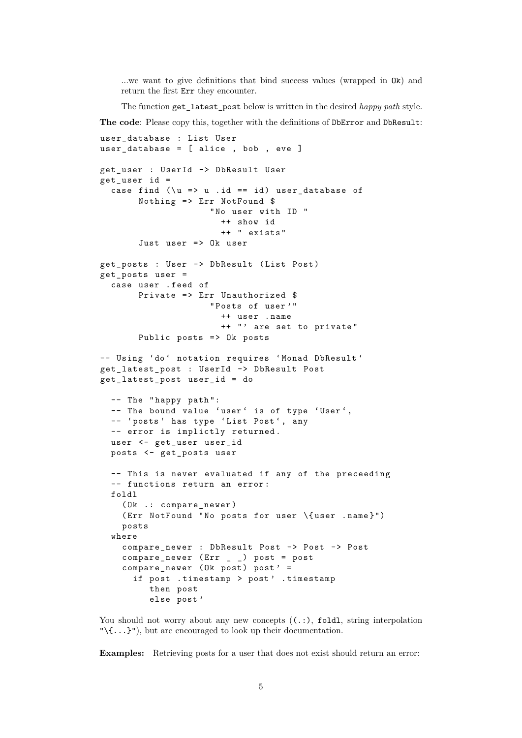...we want to give definitions that bind success values (wrapped in `Ok`) and return the first `Err` they encounter.

The function `get_latest_post` below is written in the desired *happy path* style.

**The code**: Please copy this, together with the definitions of `DbError` and `DbResult`:

```
user_database : List User
user_database = [ alice , bob , eve ]

get_user : UserId -> DbResult User
get_user id =
  case find (\u => u .id == id) user_database of
       Nothing => Err NotFound $
                    "No user with ID "
                      ++ show id
                      ++ " exists"
       Just user => Ok user

get_posts : User -> DbResult (List Post)
get_posts user =
  case user .feed of
       Private => Err Unauthorized $
                    "Posts of user'"
                      ++ user .name
                      ++ "' are set to private"
       Public posts => Ok posts

-- Using `do` notation requires `Monad DbResult`
get_latest_post : UserId -> DbResult Post
get_latest_post user_id = do

  -- The "happy path":
  -- The bound value `user` is of type `User`,
  -- `posts` has type `List Post`, any
  -- error is implictly returned.
  user <- get_user user_id
  posts <- get_posts user

  -- This is never evaluated if any of the preceeding
  -- functions return an error:
  foldl
    (Ok .: compare_newer)
    (Err NotFound "No posts for user \{user .name}")
    posts
  where
    compare_newer : DbResult Post -> Post -> Post
    compare_newer (Err _ _) post = post
    compare_newer (Ok post) post' =
      if post .timestamp > post' .timestamp
         then post
         else post'
```

You should not worry about any new concepts (`(.:)`, `foldl`, string interpolation `"\{...}"`), but are encouraged to look up their documentation.

**Examples:** Retrieving posts for a user that does not exist should return an error: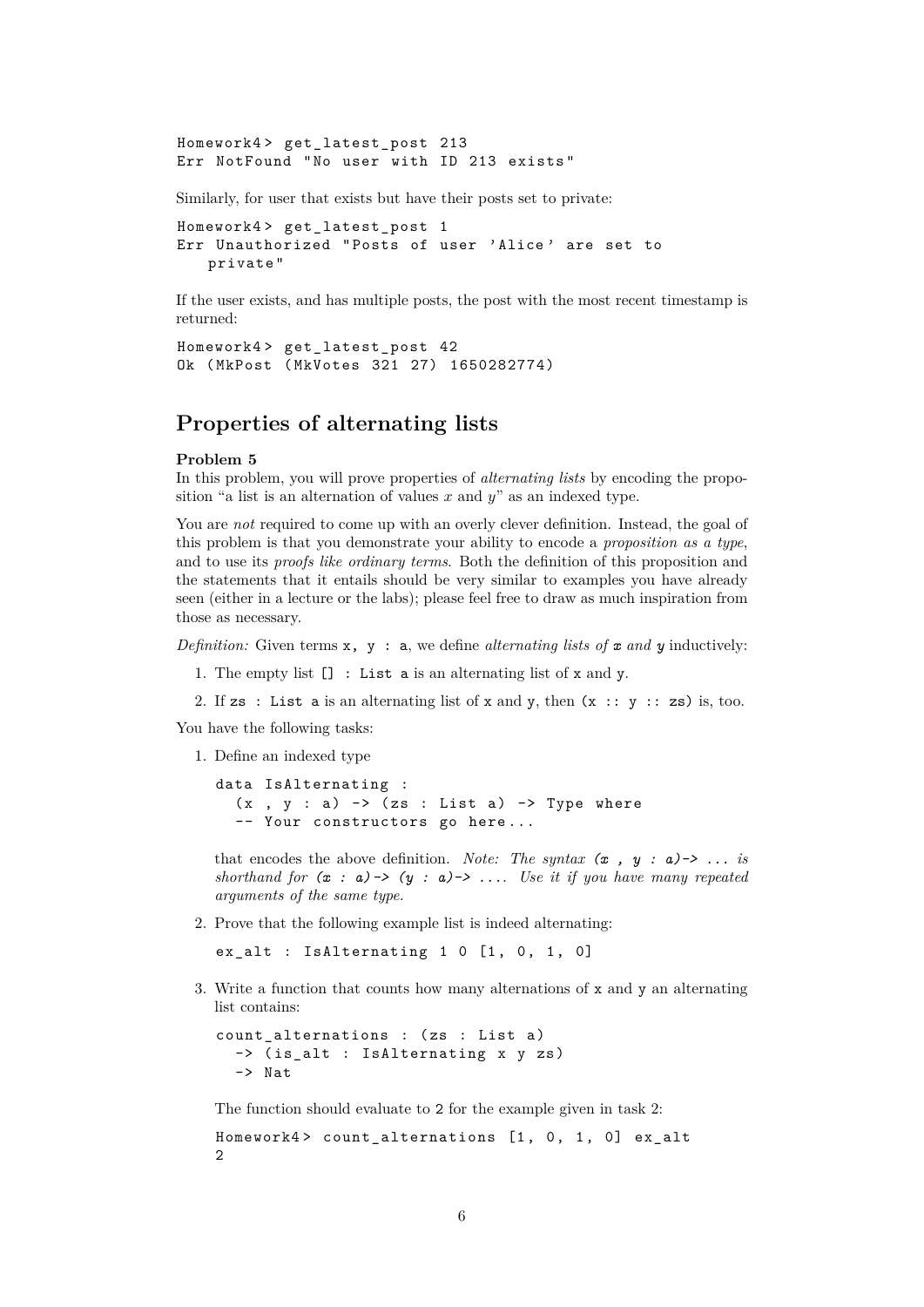```
Homework4> get_latest_post 213
Err NotFound "No user with ID 213 exists"
```

Similarly, for user that exists but have their posts set to private:

```
Homework4> get_latest_post 1
Err Unauthorized "Posts of user 'Alice' are set to
   private"
```

If the user exists, and has multiple posts, the post with the most recent timestamp is returned:

```
Homework4> get_latest_post 42
Ok (MkPost (MkVotes 321 27) 1650282774)
```

## Properties of alternating lists

**Problem 5**
In this problem, you will prove properties of *alternating lists* by encoding the proposition "a list is an alternation of values $x$ and $y$" as an indexed type.

You are *not* required to come up with an overly clever definition. Instead, the goal of this problem is that you demonstrate your ability to encode a *proposition as a type*, and to use its *proofs like ordinary terms*. Both the definition of this proposition and the statements that it entails should be very similar to examples you have already seen (either in a lecture or the labs); please feel free to draw as much inspiration from those as necessary.

*Definition:* Given terms `x, y : a`, we define *alternating lists of* ***x*** *and* ***y*** inductively:

1. The empty list `[] : List a` is an alternating list of `x` and `y`.
2. If `zs : List a` is an alternating list of `x` and `y`, then `(x :: y :: zs)` is, too.

You have the following tasks:

1. Define an indexed type

   ```
   data IsAlternating :
     (x , y : a) -> (zs : List a) -> Type where
     -- Your constructors go here...
   ```

   that encodes the above definition. *Note: The syntax* `(x , y : a)-> ...` *is shorthand for* `(x : a)-> (y : a)-> ...`*. Use it if you have many repeated arguments of the same type.*

2. Prove that the following example list is indeed alternating:

   ```
   ex_alt : IsAlternating 1 0 [1, 0, 1, 0]
   ```

3. Write a function that counts how many alternations of `x` and `y` an alternating list contains:

   ```
   count_alternations : (zs : List a)
     -> (is_alt : IsAlternating x y zs)
     -> Nat
   ```

   The function should evaluate to `2` for the example given in task 2:

   ```
   Homework4> count_alternations [1, 0, 1, 0] ex_alt
   2
   ```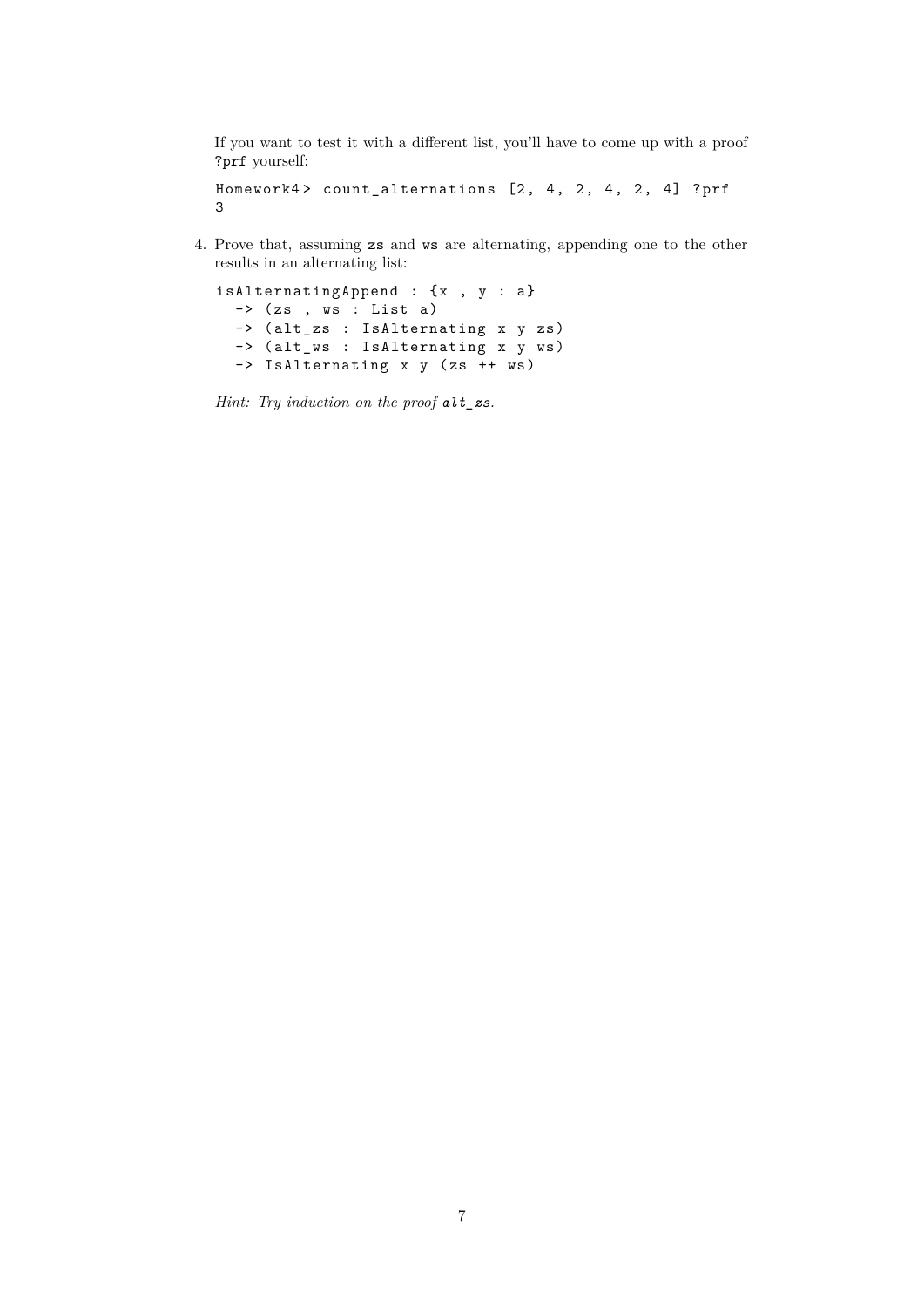If you want to test it with a different list, you'll have to come up with a proof `?prf` yourself:

```
Homework4> count_alternations [2, 4, 2, 4, 2, 4] ?prf
3
```

4. Prove that, assuming `zs` and `ws` are alternating, appending one to the other results in an alternating list:

```
isAlternatingAppend : {x , y : a}
  -> (zs , ws : List a)
  -> (alt_zs : IsAlternating x y zs)
  -> (alt_ws : IsAlternating x y ws)
  -> IsAlternating x y (zs ++ ws)
```

*Hint: Try induction on the proof `alt_zs`.*